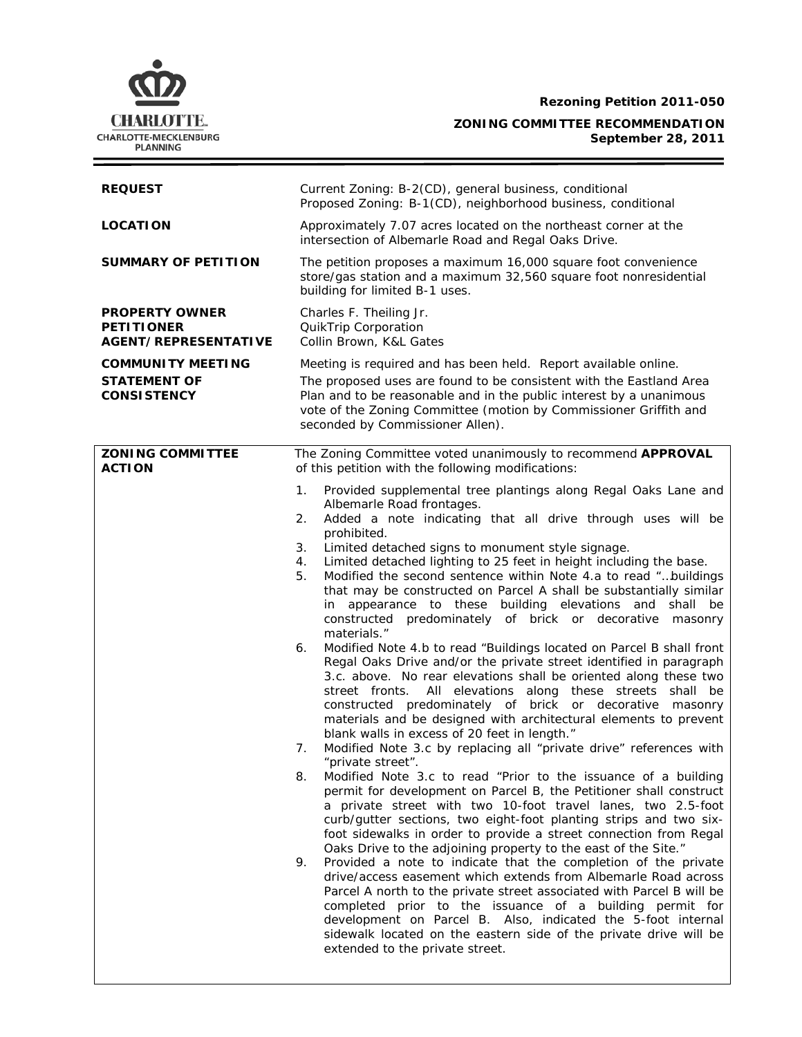CHARLOTTE.
CHARLOTTE-MECKLENBURG
PLANNING

**Rezoning Petition 2011-050**

**ZONING COMMITTEE RECOMMENDATION**
**September 28, 2011**

| | |
|---|---|
| **REQUEST** | Current Zoning: B-2(CD), general business, conditional<br>Proposed Zoning: B-1(CD), neighborhood business, conditional |
| **LOCATION** | Approximately 7.07 acres located on the northeast corner at the intersection of Albemarle Road and Regal Oaks Drive. |
| **SUMMARY OF PETITION** | The petition proposes a maximum 16,000 square foot convenience store/gas station and a maximum 32,560 square foot nonresidential building for limited B-1 uses. |
| **PROPERTY OWNER**<br>**PETITIONER**<br>**AGENT/REPRESENTATIVE** | Charles F. Theiling Jr.<br>QuikTrip Corporation<br>Collin Brown, K&L Gates |
| **COMMUNITY MEETING** | Meeting is required and has been held. Report available online. |
| **STATEMENT OF CONSISTENCY** | The proposed uses are found to be consistent with the Eastland Area Plan and to be reasonable and in the public interest by a unanimous vote of the Zoning Committee (motion by Commissioner Griffith and seconded by Commissioner Allen). |

**ZONING COMMITTEE ACTION**

The Zoning Committee voted unanimously to recommend **APPROVAL** of this petition with the following modifications:

1. Provided supplemental tree plantings along Regal Oaks Lane and Albemarle Road frontages.
2. Added a note indicating that all drive through uses will be prohibited.
3. Limited detached signs to monument style signage.
4. Limited detached lighting to 25 feet in height including the base.
5. Modified the second sentence within Note 4.a to read "…buildings that may be constructed on Parcel A shall be substantially similar in appearance to these building elevations and shall be constructed predominately of brick or decorative masonry materials."
6. Modified Note 4.b to read "Buildings located on Parcel B shall front Regal Oaks Drive and/or the private street identified in paragraph 3.c. above. No rear elevations shall be oriented along these two street fronts. All elevations along these streets shall be constructed predominately of brick or decorative masonry materials and be designed with architectural elements to prevent blank walls in excess of 20 feet in length."
7. Modified Note 3.c by replacing all "private drive" references with "private street".
8. Modified Note 3.c to read "Prior to the issuance of a building permit for development on Parcel B, the Petitioner shall construct a private street with two 10-foot travel lanes, two 2.5-foot curb/gutter sections, two eight-foot planting strips and two six-foot sidewalks in order to provide a street connection from Regal Oaks Drive to the adjoining property to the east of the Site."
9. Provided a note to indicate that the completion of the private drive/access easement which extends from Albemarle Road across Parcel A north to the private street associated with Parcel B will be completed prior to the issuance of a building permit for development on Parcel B. Also, indicated the 5-foot internal sidewalk located on the eastern side of the private drive will be extended to the private street.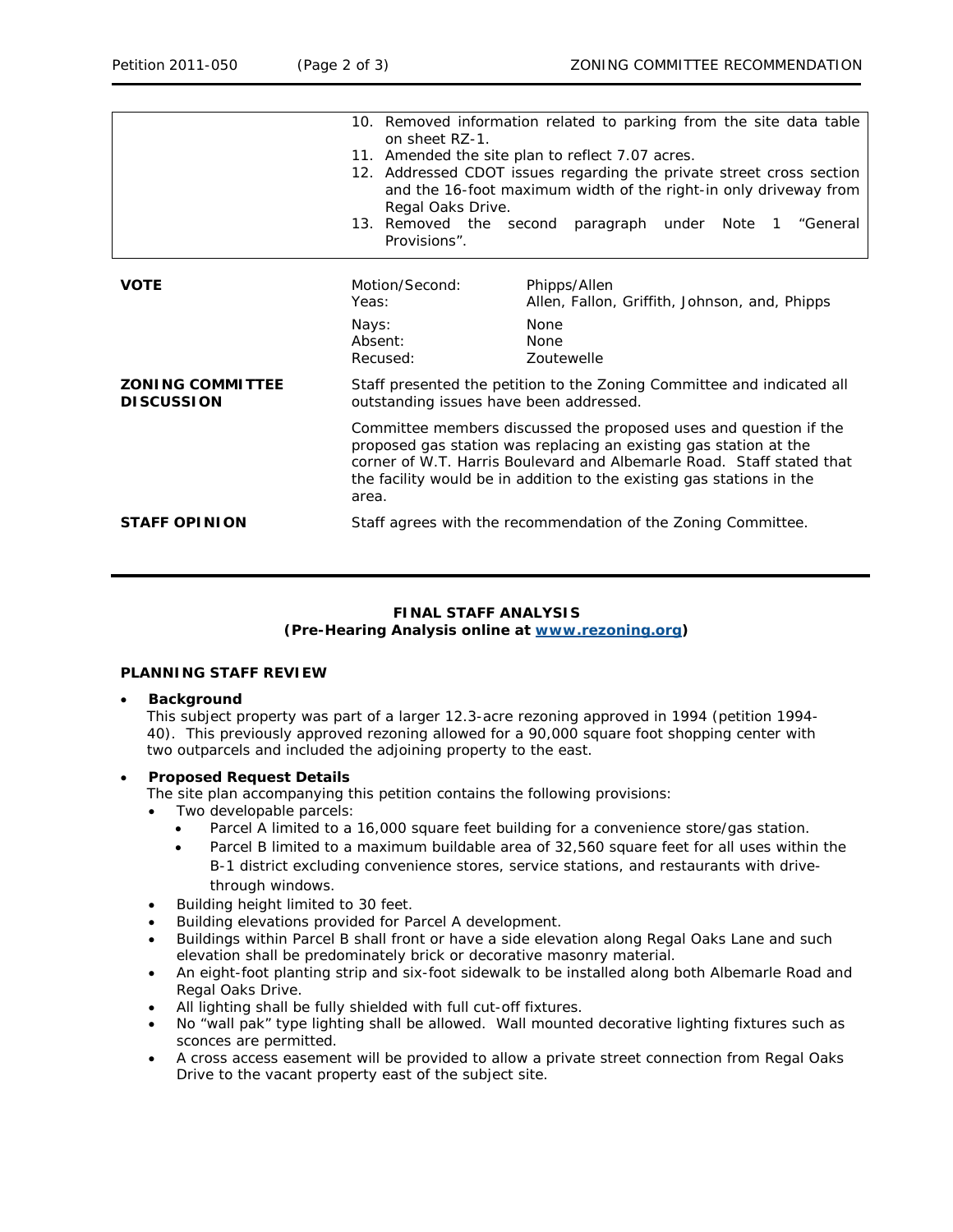|  |  |  |
| --- | --- | --- |
|  | 10. Removed information related to parking from the site data table on sheet RZ-1.<br>11. Amended the site plan to reflect 7.07 acres.<br>12. Addressed CDOT issues regarding the private street cross section and the 16-foot maximum width of the right-in only driveway from Regal Oaks Drive.<br>13. Removed the second paragraph under Note 1 "General Provisions". |  |
| **VOTE** | Motion/Second:<br>Yeas: | Phipps/Allen<br>Allen, Fallon, Griffith, Johnson, and, Phipps |
|  | Nays:<br>Absent:<br>Recused: | None<br>None<br>Zoutewelle |
| **ZONING COMMITTEE DISCUSSION** | Staff presented the petition to the Zoning Committee and indicated all outstanding issues have been addressed.<br><br>Committee members discussed the proposed uses and question if the proposed gas station was replacing an existing gas station at the corner of W.T. Harris Boulevard and Albemarle Road. Staff stated that the facility would be in addition to the existing gas stations in the area. |  |
| **STAFF OPINION** | Staff agrees with the recommendation of the Zoning Committee. |  |

**FINAL STAFF ANALYSIS**
**(Pre-Hearing Analysis online at www.rezoning.org)**

**PLANNING STAFF REVIEW**

- **Background**
  This subject property was part of a larger 12.3-acre rezoning approved in 1994 (petition 1994-40). This previously approved rezoning allowed for a 90,000 square foot shopping center with two outparcels and included the adjoining property to the east.

- **Proposed Request Details**
  The site plan accompanying this petition contains the following provisions:
  - Two developable parcels:
    - Parcel A limited to a 16,000 square feet building for a convenience store/gas station.
    - Parcel B limited to a maximum buildable area of 32,560 square feet for all uses within the B-1 district excluding convenience stores, service stations, and restaurants with drive-through windows.
  - Building height limited to 30 feet.
  - Building elevations provided for Parcel A development.
  - Buildings within Parcel B shall front or have a side elevation along Regal Oaks Lane and such elevation shall be predominately brick or decorative masonry material.
  - An eight-foot planting strip and six-foot sidewalk to be installed along both Albemarle Road and Regal Oaks Drive.
  - All lighting shall be fully shielded with full cut-off fixtures.
  - No "wall pak" type lighting shall be allowed. Wall mounted decorative lighting fixtures such as sconces are permitted.
  - A cross access easement will be provided to allow a private street connection from Regal Oaks Drive to the vacant property east of the subject site.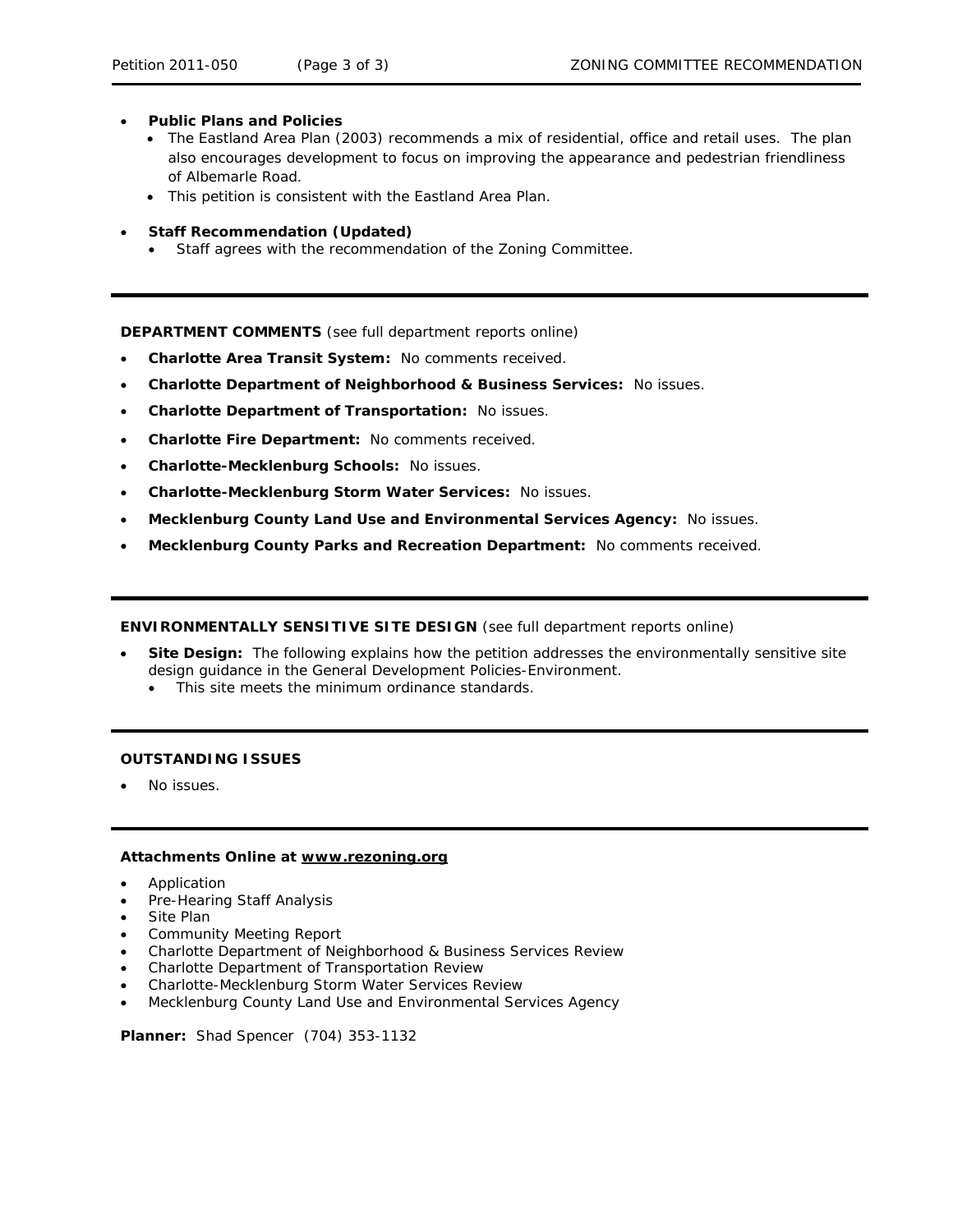- **Public Plans and Policies**
  - The Eastland Area Plan (2003) recommends a mix of residential, office and retail uses. The plan also encourages development to focus on improving the appearance and pedestrian friendliness of Albemarle Road.
  - This petition is consistent with the Eastland Area Plan.

- **Staff Recommendation (Updated)**
  - Staff agrees with the recommendation of the Zoning Committee.

---

**DEPARTMENT COMMENTS** (see full department reports online)

- **Charlotte Area Transit System:** No comments received.
- **Charlotte Department of Neighborhood & Business Services:** No issues.
- **Charlotte Department of Transportation:** No issues.
- **Charlotte Fire Department:** No comments received.
- **Charlotte-Mecklenburg Schools:** No issues.
- **Charlotte-Mecklenburg Storm Water Services:** No issues.
- **Mecklenburg County Land Use and Environmental Services Agency:** No issues.
- **Mecklenburg County Parks and Recreation Department:** No comments received.

---

**ENVIRONMENTALLY SENSITIVE SITE DESIGN** (see full department reports online)

- **Site Design:** The following explains how the petition addresses the environmentally sensitive site design guidance in the General Development Policies-Environment.
  - This site meets the minimum ordinance standards.

---

**OUTSTANDING ISSUES**

- No issues.

---

**Attachments Online at www.rezoning.org**

- Application
- Pre-Hearing Staff Analysis
- Site Plan
- Community Meeting Report
- Charlotte Department of Neighborhood & Business Services Review
- Charlotte Department of Transportation Review
- Charlotte-Mecklenburg Storm Water Services Review
- Mecklenburg County Land Use and Environmental Services Agency

**Planner:** Shad Spencer (704) 353-1132